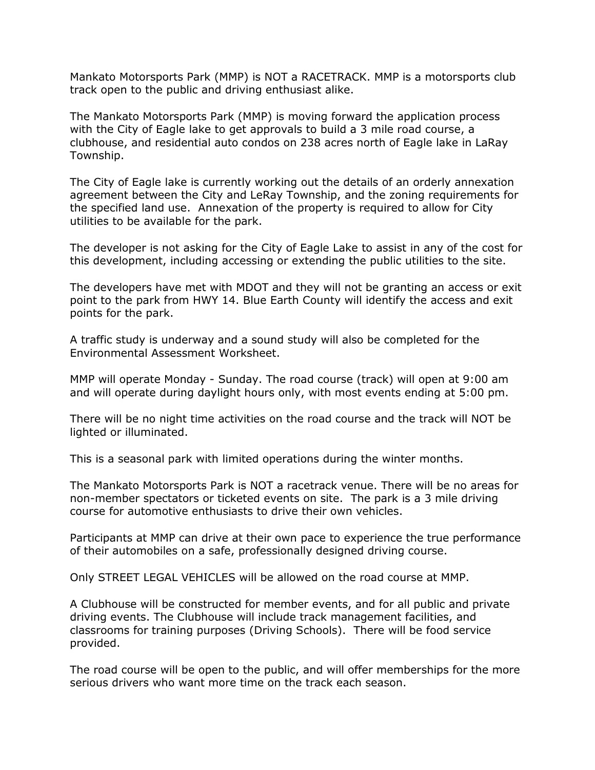Mankato Motorsports Park (MMP) is NOT a RACETRACK. MMP is a motorsports club track open to the public and driving enthusiast alike.

The Mankato Motorsports Park (MMP) is moving forward the application process with the City of Eagle lake to get approvals to build a 3 mile road course, a clubhouse, and residential auto condos on 238 acres north of Eagle lake in LaRay Township.

The City of Eagle lake is currently working out the details of an orderly annexation agreement between the City and LeRay Township, and the zoning requirements for the specified land use. Annexation of the property is required to allow for City utilities to be available for the park.

The developer is not asking for the City of Eagle Lake to assist in any of the cost for this development, including accessing or extending the public utilities to the site.

The developers have met with MDOT and they will not be granting an access or exit point to the park from HWY 14. Blue Earth County will identify the access and exit points for the park.

A traffic study is underway and a sound study will also be completed for the Environmental Assessment Worksheet.

MMP will operate Monday - Sunday. The road course (track) will open at 9:00 am and will operate during daylight hours only, with most events ending at 5:00 pm.

There will be no night time activities on the road course and the track will NOT be lighted or illuminated.

This is a seasonal park with limited operations during the winter months.

The Mankato Motorsports Park is NOT a racetrack venue. There will be no areas for non-member spectators or ticketed events on site. The park is a 3 mile driving course for automotive enthusiasts to drive their own vehicles.

Participants at MMP can drive at their own pace to experience the true performance of their automobiles on a safe, professionally designed driving course.

Only STREET LEGAL VEHICLES will be allowed on the road course at MMP.

A Clubhouse will be constructed for member events, and for all public and private driving events. The Clubhouse will include track management facilities, and classrooms for training purposes (Driving Schools). There will be food service provided.

The road course will be open to the public, and will offer memberships for the more serious drivers who want more time on the track each season.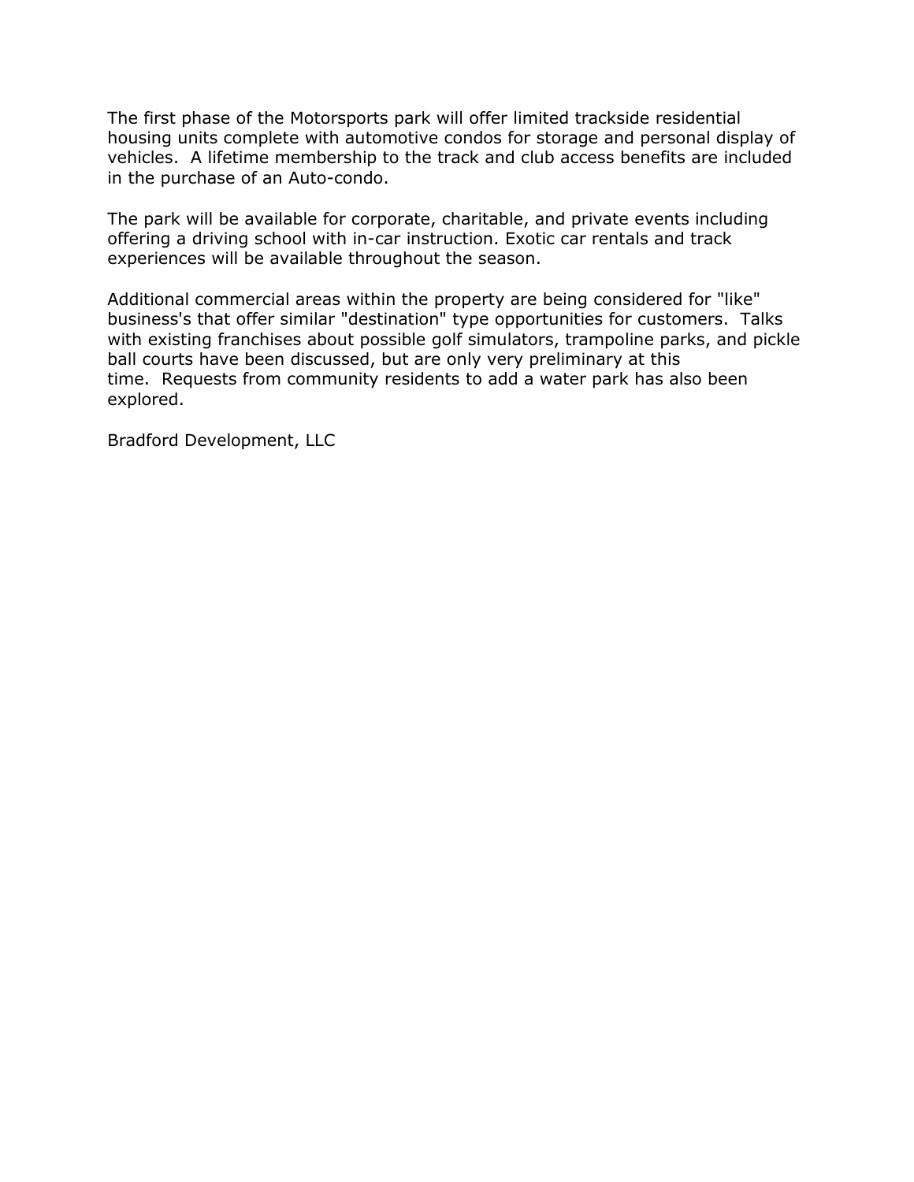The first phase of the Motorsports park will offer limited trackside residential housing units complete with automotive condos for storage and personal display of vehicles. A lifetime membership to the track and club access benefits are included in the purchase of an Auto-condo.

The park will be available for corporate, charitable, and private events including offering a driving school with in-car instruction. Exotic car rentals and track experiences will be available throughout the season.

Additional commercial areas within the property are being considered for "like" business's that offer similar "destination" type opportunities for customers. Talks with existing franchises about possible golf simulators, trampoline parks, and pickle ball courts have been discussed, but are only very preliminary at this time. Requests from community residents to add a water park has also been explored.

Bradford Development, LLC